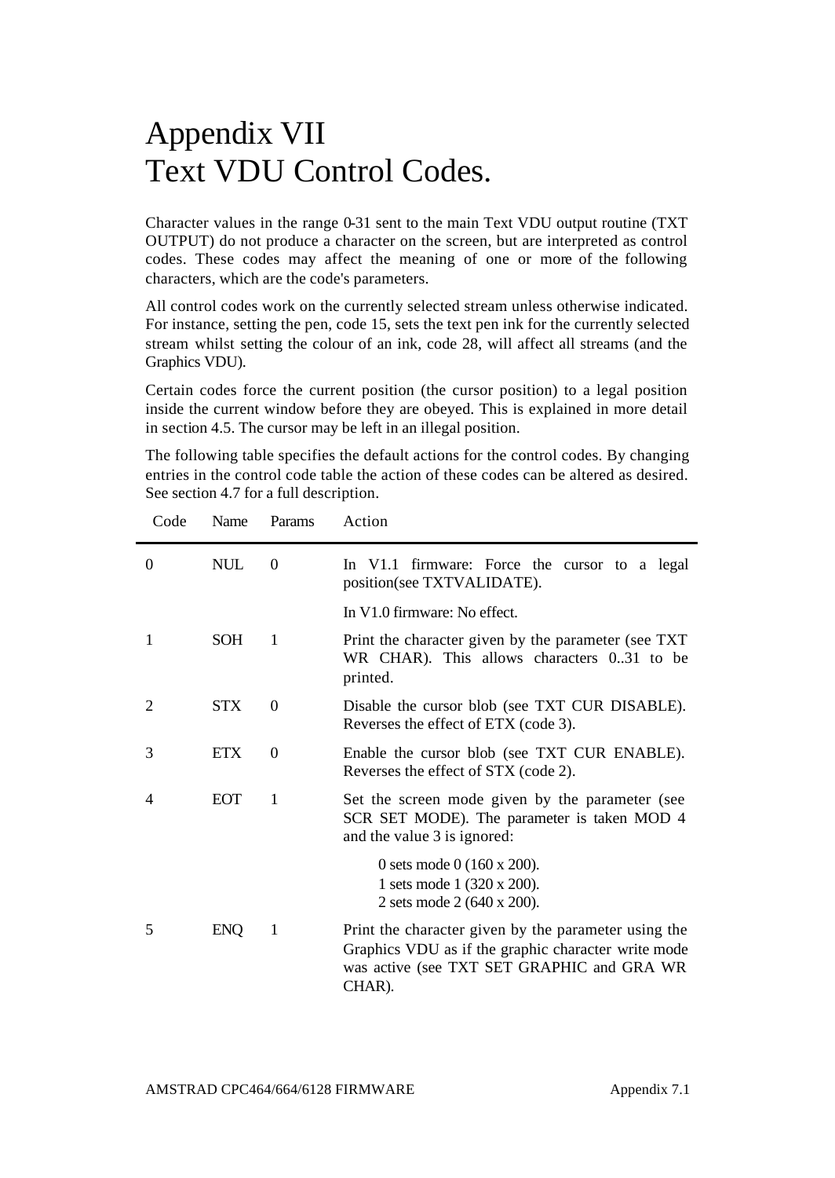# Appendix VII
# Text VDU Control Codes.

Character values in the range 0-31 sent to the main Text VDU output routine (TXT OUTPUT) do not produce a character on the screen, but are interpreted as control codes. These codes may affect the meaning of one or more of the following characters, which are the code's parameters.

All control codes work on the currently selected stream unless otherwise indicated. For instance, setting the pen, code 15, sets the text pen ink for the currently selected stream whilst setting the colour of an ink, code 28, will affect all streams (and the Graphics VDU).

Certain codes force the current position (the cursor position) to a legal position inside the current window before they are obeyed. This is explained in more detail in section 4.5. The cursor may be left in an illegal position.

The following table specifies the default actions for the control codes. By changing entries in the control code table the action of these codes can be altered as desired. See section 4.7 for a full description.

| Code | Name | Params | Action |
|---|---|---|---|
| 0 | NUL | 0 | In V1.1 firmware: Force the cursor to a legal position(see TXTVALIDATE).<br><br>In V1.0 firmware: No effect. |
| 1 | SOH | 1 | Print the character given by the parameter (see TXT WR CHAR). This allows characters 0..31 to be printed. |
| 2 | STX | 0 | Disable the cursor blob (see TXT CUR DISABLE). Reverses the effect of ETX (code 3). |
| 3 | ETX | 0 | Enable the cursor blob (see TXT CUR ENABLE). Reverses the effect of STX (code 2). |
| 4 | EOT | 1 | Set the screen mode given by the parameter (see SCR SET MODE). The parameter is taken MOD 4 and the value 3 is ignored:<br><br>0 sets mode 0 (160 x 200).<br>1 sets mode 1 (320 x 200).<br>2 sets mode 2 (640 x 200). |
| 5 | ENQ | 1 | Print the character given by the parameter using the Graphics VDU as if the graphic character write mode was active (see TXT SET GRAPHIC and GRA WR CHAR). |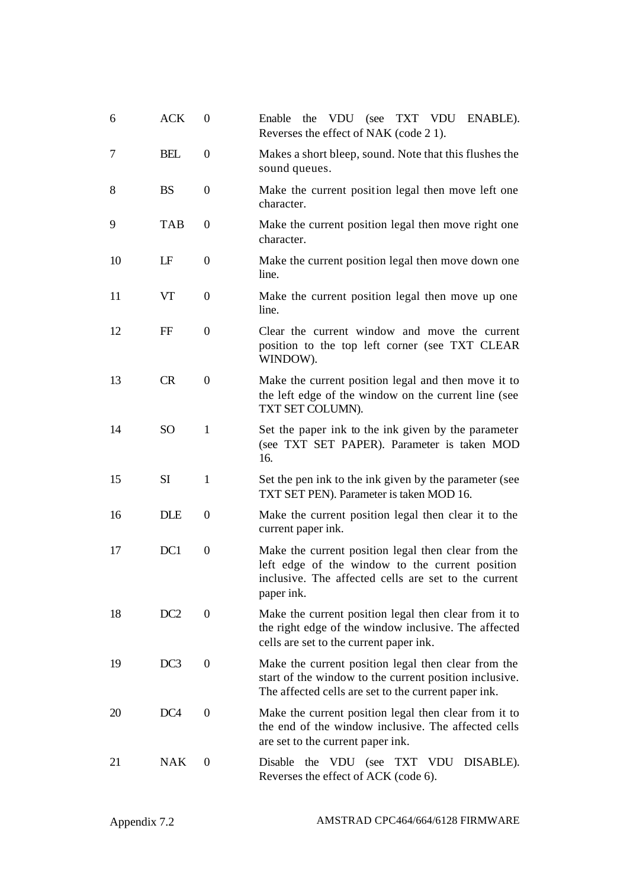| | | | |
|---|---|---|---|
| 6 | ACK | 0 | Enable the VDU (see TXT VDU ENABLE). Reverses the effect of NAK (code 2 1). |
| 7 | BEL | 0 | Makes a short bleep, sound. Note that this flushes the sound queues. |
| 8 | BS | 0 | Make the current position legal then move left one character. |
| 9 | TAB | 0 | Make the current position legal then move right one character. |
| 10 | LF | 0 | Make the current position legal then move down one line. |
| 11 | VT | 0 | Make the current position legal then move up one line. |
| 12 | FF | 0 | Clear the current window and move the current position to the top left corner (see TXT CLEAR WINDOW). |
| 13 | CR | 0 | Make the current position legal and then move it to the left edge of the window on the current line (see TXT SET COLUMN). |
| 14 | SO | 1 | Set the paper ink to the ink given by the parameter (see TXT SET PAPER). Parameter is taken MOD 16. |
| 15 | SI | 1 | Set the pen ink to the ink given by the parameter (see TXT SET PEN). Parameter is taken MOD 16. |
| 16 | DLE | 0 | Make the current position legal then clear it to the current paper ink. |
| 17 | DC1 | 0 | Make the current position legal then clear from the left edge of the window to the current position inclusive. The affected cells are set to the current paper ink. |
| 18 | DC2 | 0 | Make the current position legal then clear from it to the right edge of the window inclusive. The affected cells are set to the current paper ink. |
| 19 | DC3 | 0 | Make the current position legal then clear from the start of the window to the current position inclusive. The affected cells are set to the current paper ink. |
| 20 | DC4 | 0 | Make the current position legal then clear from it to the end of the window inclusive. The affected cells are set to the current paper ink. |
| 21 | NAK | 0 | Disable the VDU (see TXT VDU DISABLE). Reverses the effect of ACK (code 6). |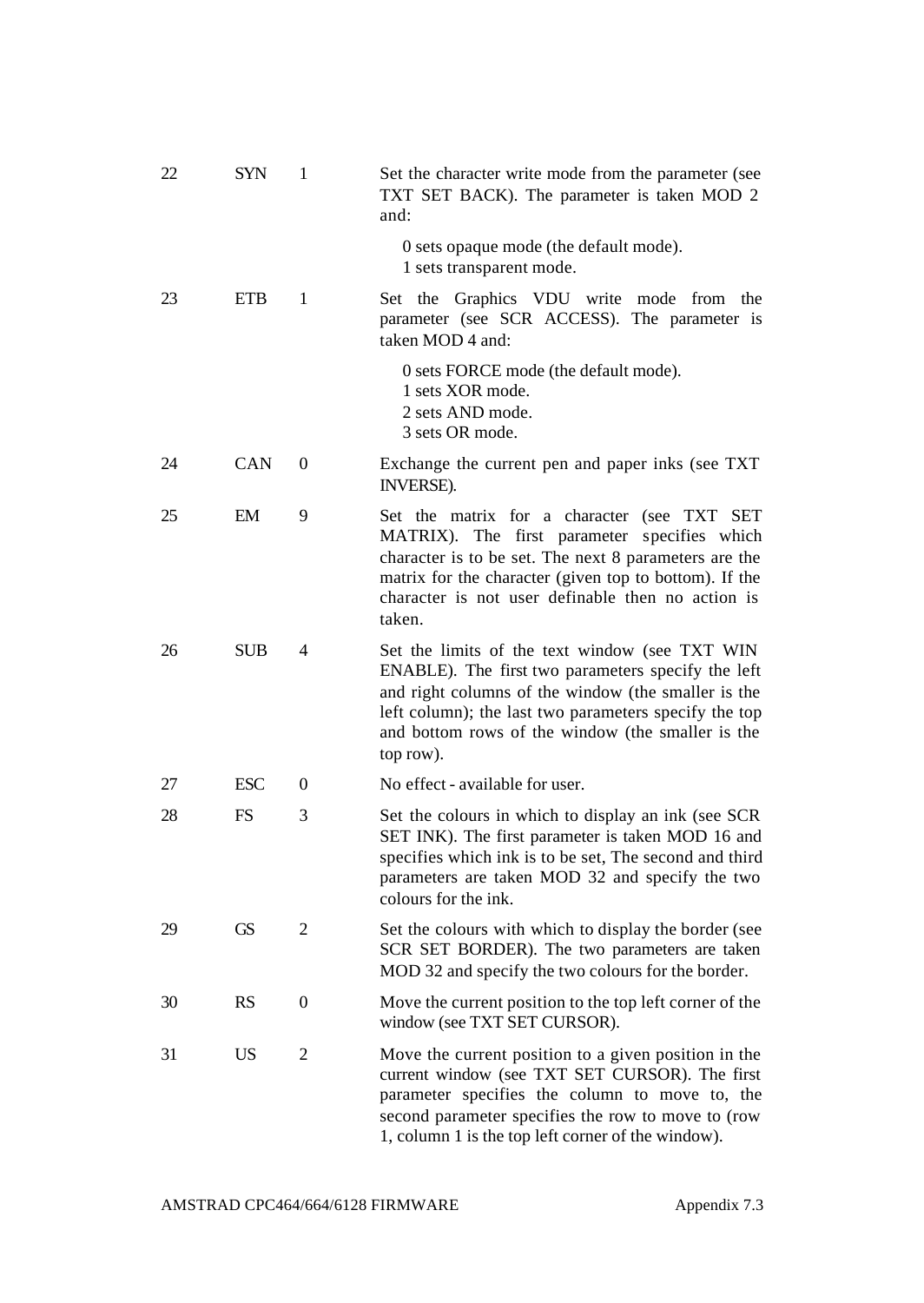| | | | |
|---|---|---|---|
| 22 | SYN | 1 | Set the character write mode from the parameter (see TXT SET BACK). The parameter is taken MOD 2 and:<br><br>0 sets opaque mode (the default mode).<br>1 sets transparent mode. |
| 23 | ETB | 1 | Set the Graphics VDU write mode from the parameter (see SCR ACCESS). The parameter is taken MOD 4 and:<br><br>0 sets FORCE mode (the default mode).<br>1 sets XOR mode.<br>2 sets AND mode.<br>3 sets OR mode. |
| 24 | CAN | 0 | Exchange the current pen and paper inks (see TXT INVERSE). |
| 25 | EM | 9 | Set the matrix for a character (see TXT SET MATRIX). The first parameter specifies which character is to be set. The next 8 parameters are the matrix for the character (given top to bottom). If the character is not user definable then no action is taken. |
| 26 | SUB | 4 | Set the limits of the text window (see TXT WIN ENABLE). The first two parameters specify the left and right columns of the window (the smaller is the left column); the last two parameters specify the top and bottom rows of the window (the smaller is the top row). |
| 27 | ESC | 0 | No effect - available for user. |
| 28 | FS | 3 | Set the colours in which to display an ink (see SCR SET INK). The first parameter is taken MOD 16 and specifies which ink is to be set, The second and third parameters are taken MOD 32 and specify the two colours for the ink. |
| 29 | GS | 2 | Set the colours with which to display the border (see SCR SET BORDER). The two parameters are taken MOD 32 and specify the two colours for the border. |
| 30 | RS | 0 | Move the current position to the top left corner of the window (see TXT SET CURSOR). |
| 31 | US | 2 | Move the current position to a given position in the current window (see TXT SET CURSOR). The first parameter specifies the column to move to, the second parameter specifies the row to move to (row 1, column 1 is the top left corner of the window). |